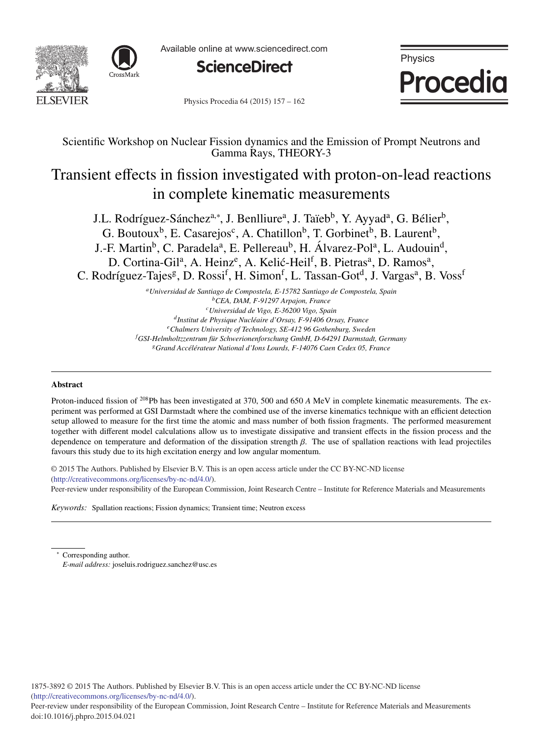Scientific Workshop on Nuclear Fission dynamics and the Emission of Prompt Neutrons and Gamma Rays, THEORY-3

# Transient effects in fission investigated with proton-on-lead reactions in complete kinematic measurements

J.L. Rodríguez-Sánchez[a,*], J. Benlliure[a], J. Taïeb[b], Y. Ayyad[a], G. Bélier[b], G. Boutoux[b], E. Casarejos[c], A. Chatillon[b], T. Gorbinet[b], B. Laurent[b], J.-F. Martin[b], C. Paradela[a], E. Pellereau[b], H. Álvarez-Pol[a], L. Audouin[d], D. Cortina-Gil[a], A. Heinz[e], A. Kelić-Heil[f], B. Pietras[a], D. Ramos[a], C. Rodríguez-Tajes[g], D. Rossi[f], H. Simon[f], L. Tassan-Got[d], J. Vargas[a], B. Voss[f]

[a] *Universidad de Santiago de Compostela, E-15782 Santiago de Compostela, Spain*
[b] *CEA, DAM, F-91297 Arpajon, France*
[c] *Universidad de Vigo, E-36200 Vigo, Spain*
[d] *Institut de Physique Nucléaire d'Orsay, F-91406 Orsay, France*
[e] *Chalmers University of Technology, SE-412 96 Gothenburg, Sweden*
[f] *GSI-Helmholtzzentrum für Schwerionenforschung GmbH, D-64291 Darmstadt, Germany*
[g] *Grand Accélérateur National d'Ions Lourds, F-14076 Caen Cedex 05, France*

## Abstract

Proton-induced fission of $^{208}$Pb has been investigated at 370, 500 and 650 *A* MeV in complete kinematic measurements. The experiment was performed at GSI Darmstadt where the combined use of the inverse kinematics technique with an efficient detection setup allowed to measure for the first time the atomic and mass number of both fission fragments. The performed measurement together with different model calculations allow us to investigate dissipative and transient effects in the fission process and the dependence on temperature and deformation of the dissipation strength $\beta$. The use of spallation reactions with lead projectiles favours this study due to its high excitation energy and low angular momentum.

© 2015 The Authors. Published by Elsevier B.V. This is an open access article under the CC BY-NC-ND license (http://creativecommons.org/licenses/by-nc-nd/4.0/).
Peer-review under responsibility of the European Commission, Joint Research Centre – Institute for Reference Materials and Measurements

*Keywords:* Spallation reactions; Fission dynamics; Transient time; Neutron excess

---

* Corresponding author.
*E-mail address:* joseluis.rodriguez.sanchez@usc.es

1875-3892 © 2015 The Authors. Published by Elsevier B.V. This is an open access article under the CC BY-NC-ND license (http://creativecommons.org/licenses/by-nc-nd/4.0/).
Peer-review under responsibility of the European Commission, Joint Research Centre – Institute for Reference Materials and Measurements
doi:10.1016/j.phpro.2015.04.021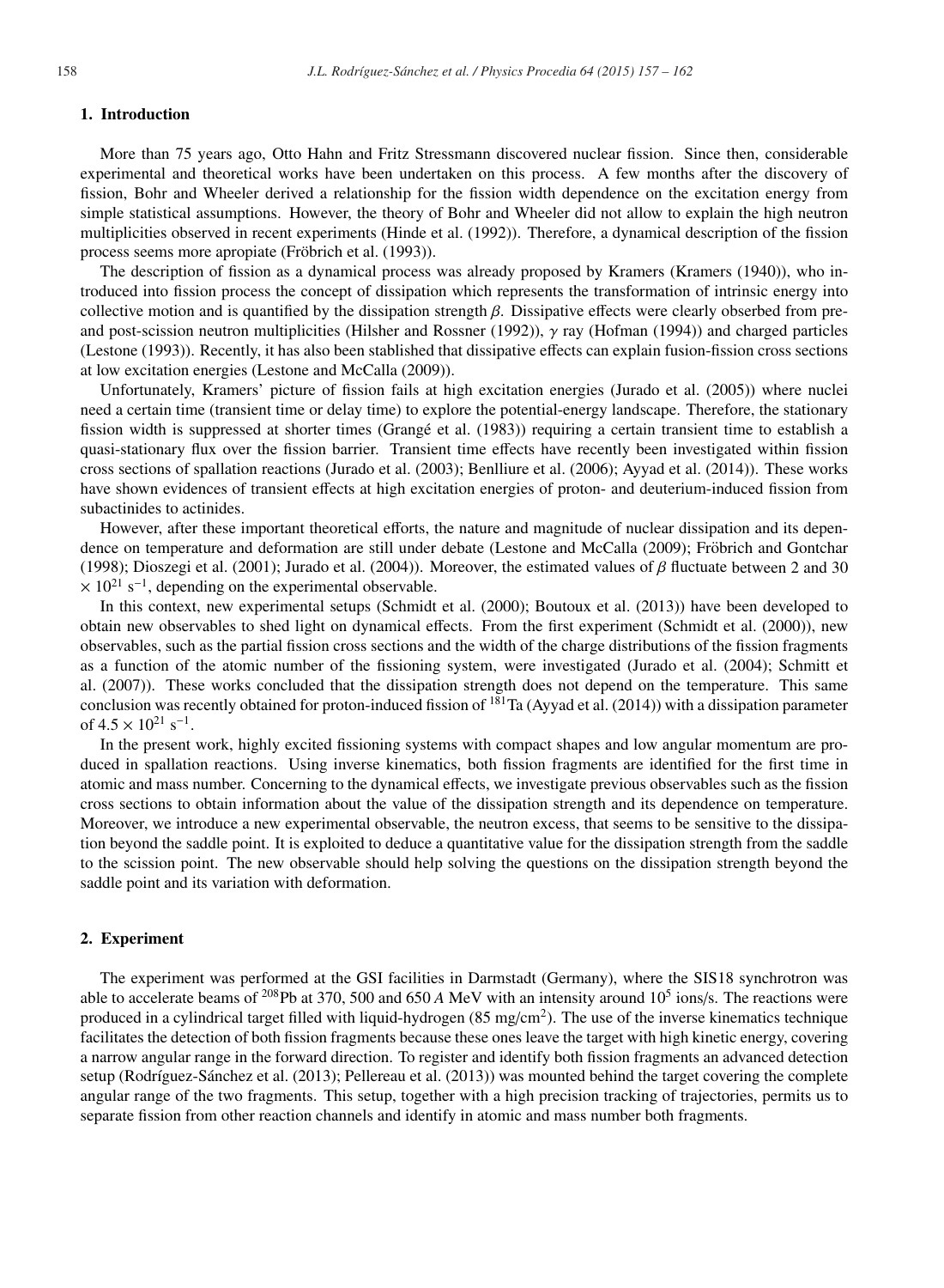## 1. Introduction

More than 75 years ago, Otto Hahn and Fritz Stressmann discovered nuclear fission. Since then, considerable experimental and theoretical works have been undertaken on this process. A few months after the discovery of fission, Bohr and Wheeler derived a relationship for the fission width dependence on the excitation energy from simple statistical assumptions. However, the theory of Bohr and Wheeler did not allow to explain the high neutron multiplicities observed in recent experiments (Hinde et al. (1992)). Therefore, a dynamical description of the fission process seems more apropiate (Fröbrich et al. (1993)).

The description of fission as a dynamical process was already proposed by Kramers (Kramers (1940)), who introduced into fission process the concept of dissipation which represents the transformation of intrinsic energy into collective motion and is quantified by the dissipation strength $\beta$. Dissipative effects were clearly obserbed from pre- and post-scission neutron multiplicities (Hilsher and Rossner (1992)), $\gamma$ ray (Hofman (1994)) and charged particles (Lestone (1993)). Recently, it has also been stablished that dissipative effects can explain fusion-fission cross sections at low excitation energies (Lestone and McCalla (2009)).

Unfortunately, Kramers' picture of fission fails at high excitation energies (Jurado et al. (2005)) where nuclei need a certain time (transient time or delay time) to explore the potential-energy landscape. Therefore, the stationary fission width is suppressed at shorter times (Grangé et al. (1983)) requiring a certain transient time to establish a quasi-stationary flux over the fission barrier. Transient time effects have recently been investigated within fission cross sections of spallation reactions (Jurado et al. (2003); Benlliure et al. (2006); Ayyad et al. (2014)). These works have shown evidences of transient effects at high excitation energies of proton- and deuterium-induced fission from subactinides to actinides.

However, after these important theoretical efforts, the nature and magnitude of nuclear dissipation and its dependence on temperature and deformation are still under debate (Lestone and McCalla (2009); Fröbrich and Gontchar (1998); Dioszegi et al. (2001); Jurado et al. (2004)). Moreover, the estimated values of $\beta$ fluctuate between 2 and 30 $\times 10^{21}$ s$^{-1}$, depending on the experimental observable.

In this context, new experimental setups (Schmidt et al. (2000); Boutoux et al. (2013)) have been developed to obtain new observables to shed light on dynamical effects. From the first experiment (Schmidt et al. (2000)), new observables, such as the partial fission cross sections and the width of the charge distributions of the fission fragments as a function of the atomic number of the fissioning system, were investigated (Jurado et al. (2004); Schmitt et al. (2007)). These works concluded that the dissipation strength does not depend on the temperature. This same conclusion was recently obtained for proton-induced fission of $^{181}$Ta (Ayyad et al. (2014)) with a dissipation parameter of $4.5 \times 10^{21}$ s$^{-1}$.

In the present work, highly excited fissioning systems with compact shapes and low angular momentum are produced in spallation reactions. Using inverse kinematics, both fission fragments are identified for the first time in atomic and mass number. Concerning to the dynamical effects, we investigate previous observables such as the fission cross sections to obtain information about the value of the dissipation strength and its dependence on temperature. Moreover, we introduce a new experimental observable, the neutron excess, that seems to be sensitive to the dissipation beyond the saddle point. It is exploited to deduce a quantitative value for the dissipation strength from the saddle to the scission point. The new observable should help solving the questions on the dissipation strength beyond the saddle point and its variation with deformation.

## 2. Experiment

The experiment was performed at the GSI facilities in Darmstadt (Germany), where the SIS18 synchrotron was able to accelerate beams of $^{208}$Pb at 370, 500 and 650 *A* MeV with an intensity around $10^5$ ions/s. The reactions were produced in a cylindrical target filled with liquid-hydrogen (85 mg/cm$^2$). The use of the inverse kinematics technique facilitates the detection of both fission fragments because these ones leave the target with high kinetic energy, covering a narrow angular range in the forward direction. To register and identify both fission fragments an advanced detection setup (Rodríguez-Sánchez et al. (2013); Pellereau et al. (2013)) was mounted behind the target covering the complete angular range of the two fragments. This setup, together with a high precision tracking of trajectories, permits us to separate fission from other reaction channels and identify in atomic and mass number both fragments.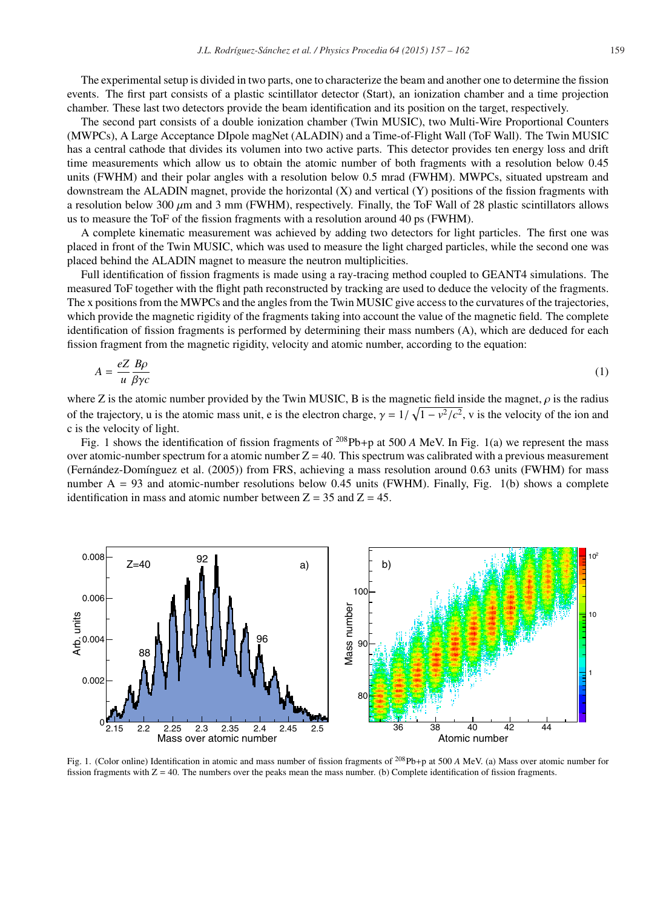The experimental setup is divided in two parts, one to characterize the beam and another one to determine the fission events. The first part consists of a plastic scintillator detector (Start), an ionization chamber and a time projection chamber. These last two detectors provide the beam identification and its position on the target, respectively.

The second part consists of a double ionization chamber (Twin MUSIC), two Multi-Wire Proportional Counters (MWPCs), A Large Acceptance DIpole magNet (ALADIN) and a Time-of-Flight Wall (ToF Wall). The Twin MUSIC has a central cathode that divides its volumen into two active parts. This detector provides ten energy loss and drift time measurements which allow us to obtain the atomic number of both fragments with a resolution below 0.45 units (FWHM) and their polar angles with a resolution below 0.5 mrad (FWHM). MWPCs, situated upstream and downstream the ALADIN magnet, provide the horizontal (X) and vertical (Y) positions of the fission fragments with a resolution below 300 $\mu$m and 3 mm (FWHM), respectively. Finally, the ToF Wall of 28 plastic scintillators allows us to measure the ToF of the fission fragments with a resolution around 40 ps (FWHM).

A complete kinematic measurement was achieved by adding two detectors for light particles. The first one was placed in front of the Twin MUSIC, which was used to measure the light charged particles, while the second one was placed behind the ALADIN magnet to measure the neutron multiplicities.

Full identification of fission fragments is made using a ray-tracing method coupled to GEANT4 simulations. The measured ToF together with the flight path reconstructed by tracking are used to deduce the velocity of the fragments. The x positions from the MWPCs and the angles from the Twin MUSIC give access to the curvatures of the trajectories, which provide the magnetic rigidity of the fragments taking into account the value of the magnetic field. The complete identification of fission fragments is performed by determining their mass numbers (A), which are deduced for each fission fragment from the magnetic rigidity, velocity and atomic number, according to the equation:

$$A = \frac{eZ}{u}\frac{B\rho}{\beta\gamma c} \tag{1}$$

where Z is the atomic number provided by the Twin MUSIC, B is the magnetic field inside the magnet, $\rho$ is the radius of the trajectory, u is the atomic mass unit, e is the electron charge, $\gamma = 1/\sqrt{1 - v^2/c^2}$, v is the velocity of the ion and c is the velocity of light.

Fig. 1 shows the identification of fission fragments of $^{208}$Pb+p at 500 *A* MeV. In Fig. 1(a) we represent the mass over atomic-number spectrum for a atomic number Z = 40. This spectrum was calibrated with a previous measurement (Fernández-Domínguez et al. (2005)) from FRS, achieving a mass resolution around 0.63 units (FWHM) for mass number A = 93 and atomic-number resolutions below 0.45 units (FWHM). Finally, Fig. 1(b) shows a complete identification in mass and atomic number between Z = 35 and Z = 45.

Fig. 1. (Color online) Identification in atomic and mass number of fission fragments of $^{208}$Pb+p at 500 *A* MeV. (a) Mass over atomic number for fission fragments with Z = 40. The numbers over the peaks mean the mass number. (b) Complete identification of fission fragments.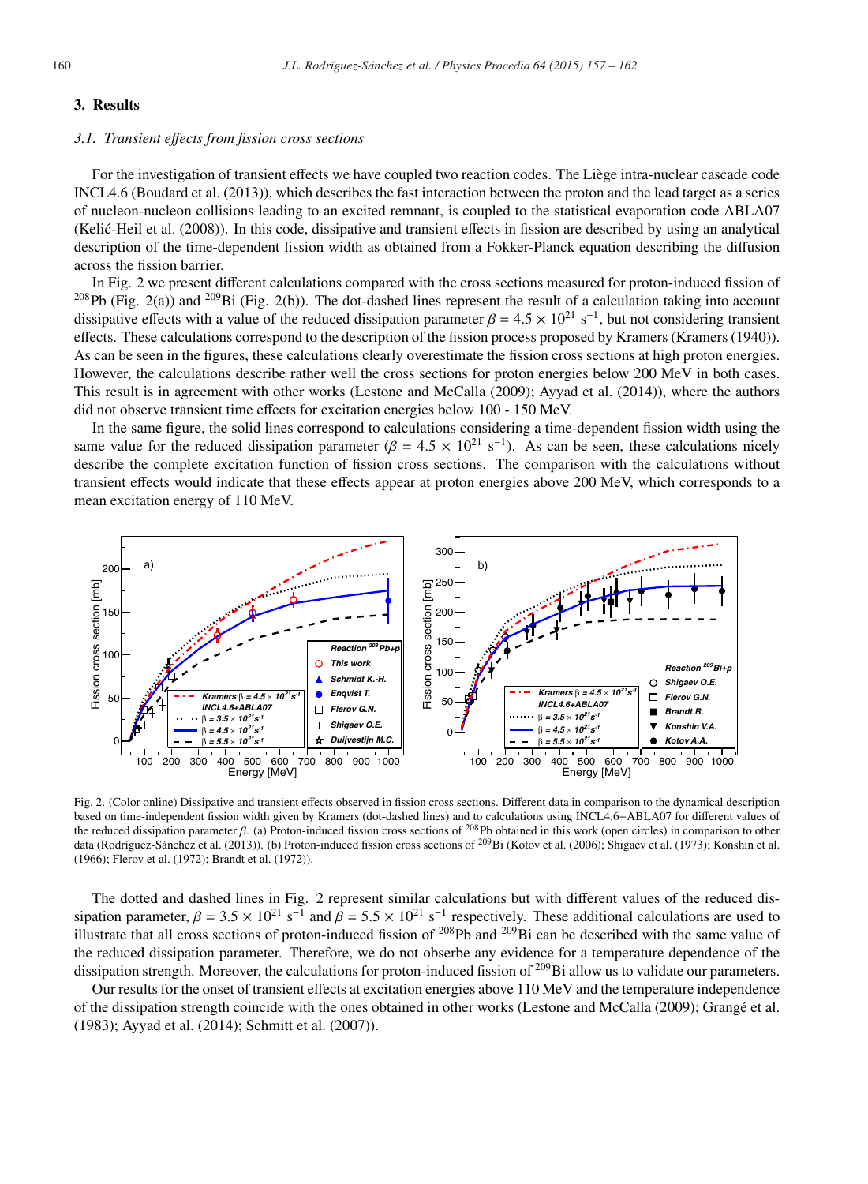## 3. Results

### 3.1. Transient effects from fission cross sections

For the investigation of transient effects we have coupled two reaction codes. The Liège intra-nuclear cascade code INCL4.6 (Boudard et al. (2013)), which describes the fast interaction between the proton and the lead target as a series of nucleon-nucleon collisions leading to an excited remnant, is coupled to the statistical evaporation code ABLA07 (Kelić-Heil et al. (2008)). In this code, dissipative and transient effects in fission are described by using an analytical description of the time-dependent fission width as obtained from a Fokker-Planck equation describing the diffusion across the fission barrier.

In Fig. 2 we present different calculations compared with the cross sections measured for proton-induced fission of $^{208}$Pb (Fig. 2(a)) and $^{209}$Bi (Fig. 2(b)). The dot-dashed lines represent the result of a calculation taking into account dissipative effects with a value of the reduced dissipation parameter $\beta = 4.5 \times 10^{21}$ s$^{-1}$, but not considering transient effects. These calculations correspond to the description of the fission process proposed by Kramers (Kramers (1940)). As can be seen in the figures, these calculations clearly overestimate the fission cross sections at high proton energies. However, the calculations describe rather well the cross sections for proton energies below 200 MeV in both cases. This result is in agreement with other works (Lestone and McCalla (2009); Ayyad et al. (2014)), where the authors did not observe transient time effects for excitation energies below 100 - 150 MeV.

In the same figure, the solid lines correspond to calculations considering a time-dependent fission width using the same value for the reduced dissipation parameter ($\beta = 4.5 \times 10^{21}$ s$^{-1}$). As can be seen, these calculations nicely describe the complete excitation function of fission cross sections. The comparison with the calculations without transient effects would indicate that these effects appear at proton energies above 200 MeV, which corresponds to a mean excitation energy of 110 MeV.

Fig. 2. (Color online) Dissipative and transient effects observed in fission cross sections. Different data in comparison to the dynamical description based on time-independent fission width given by Kramers (dot-dashed lines) and to calculations using INCL4.6+ABLA07 for different values of the reduced dissipation parameter $\beta$. (a) Proton-induced fission cross sections of $^{208}$Pb obtained in this work (open circles) in comparison to other data (Rodríguez-Sánchez et al. (2013)). (b) Proton-induced fission cross sections of $^{209}$Bi (Kotov et al. (2006); Shigaev et al. (1973); Konshin et al. (1966); Flerov et al. (1972); Brandt et al. (1972)).

The dotted and dashed lines in Fig. 2 represent similar calculations but with different values of the reduced dissipation parameter, $\beta = 3.5 \times 10^{21}$ s$^{-1}$ and $\beta = 5.5 \times 10^{21}$ s$^{-1}$ respectively. These additional calculations are used to illustrate that all cross sections of proton-induced fission of $^{208}$Pb and $^{209}$Bi can be described with the same value of the reduced dissipation parameter. Therefore, we do not obserbe any evidence for a temperature dependence of the dissipation strength. Moreover, the calculations for proton-induced fission of $^{209}$Bi allow us to validate our parameters.

Our results for the onset of transient effects at excitation energies above 110 MeV and the temperature independence of the dissipation strength coincide with the ones obtained in other works (Lestone and McCalla (2009); Grangé et al. (1983); Ayyad et al. (2014); Schmitt et al. (2007)).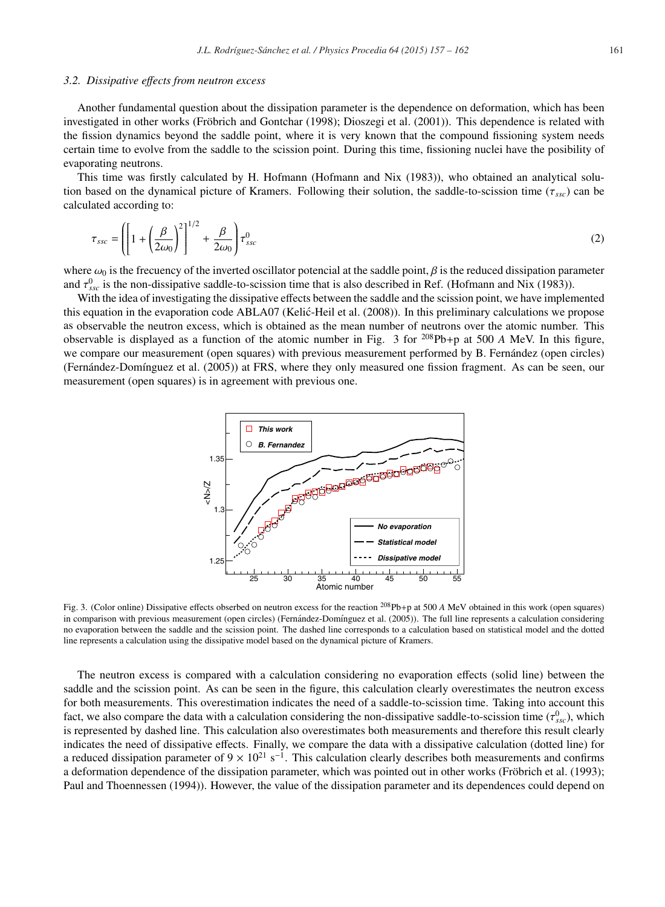### 3.2. Dissipative effects from neutron excess

Another fundamental question about the dissipation parameter is the dependence on deformation, which has been investigated in other works (Fröbrich and Gontchar (1998); Dioszegi et al. (2001)). This dependence is related with the fission dynamics beyond the saddle point, where it is very known that the compound fissioning system needs certain time to evolve from the saddle to the scission point. During this time, fissioning nuclei have the posibility of evaporating neutrons.

This time was firstly calculated by H. Hofmann (Hofmann and Nix (1983)), who obtained an analytical solution based on the dynamical picture of Kramers. Following their solution, the saddle-to-scission time ($\tau_{ssc}$) can be calculated according to:

$$\tau_{ssc} = \left( \left[ 1 + \left( \frac{\beta}{2\omega_0} \right)^2 \right]^{1/2} + \frac{\beta}{2\omega_0} \right) \tau^0_{ssc} \tag{2}$$

where $\omega_0$ is the frecuency of the inverted oscillator potencial at the saddle point, $\beta$ is the reduced dissipation parameter and $\tau^0_{ssc}$ is the non-dissipative saddle-to-scission time that is also described in Ref. (Hofmann and Nix (1983)).

With the idea of investigating the dissipative effects between the saddle and the scission point, we have implemented this equation in the evaporation code ABLA07 (Kelić-Heil et al. (2008)). In this preliminary calculations we propose as observable the neutron excess, which is obtained as the mean number of neutrons over the atomic number. This observable is displayed as a function of the atomic number in Fig. 3 for $^{208}$Pb+p at 500 $A$ MeV. In this figure, we compare our measurement (open squares) with previous measurement performed by B. Fernández (open circles) (Fernández-Domínguez et al. (2005)) at FRS, where they only measured one fission fragment. As can be seen, our measurement (open squares) is in agreement with previous one.

Fig. 3. (Color online) Dissipative effects obserbed on neutron excess for the reaction $^{208}$Pb+p at 500 $A$ MeV obtained in this work (open squares) in comparison with previous measurement (open circles) (Fernández-Domínguez et al. (2005)). The full line represents a calculation considering no evaporation between the saddle and the scission point. The dashed line corresponds to a calculation based on statistical model and the dotted line represents a calculation using the dissipative model based on the dynamical picture of Kramers.

The neutron excess is compared with a calculation considering no evaporation effects (solid line) between the saddle and the scission point. As can be seen in the figure, this calculation clearly overestimates the neutron excess for both measurements. This overestimation indicates the need of a saddle-to-scission time. Taking into account this fact, we also compare the data with a calculation considering the non-dissipative saddle-to-scission time ($\tau^0_{ssc}$), which is represented by dashed line. This calculation also overestimates both measurements and therefore this result clearly indicates the need of dissipative effects. Finally, we compare the data with a dissipative calculation (dotted line) for a reduced dissipation parameter of $9 \times 10^{21}$ s$^{-1}$. This calculation clearly describes both measurements and confirms a deformation dependence of the dissipation parameter, which was pointed out in other works (Fröbrich et al. (1993); Paul and Thoennessen (1994)). However, the value of the dissipation parameter and its dependences could depend on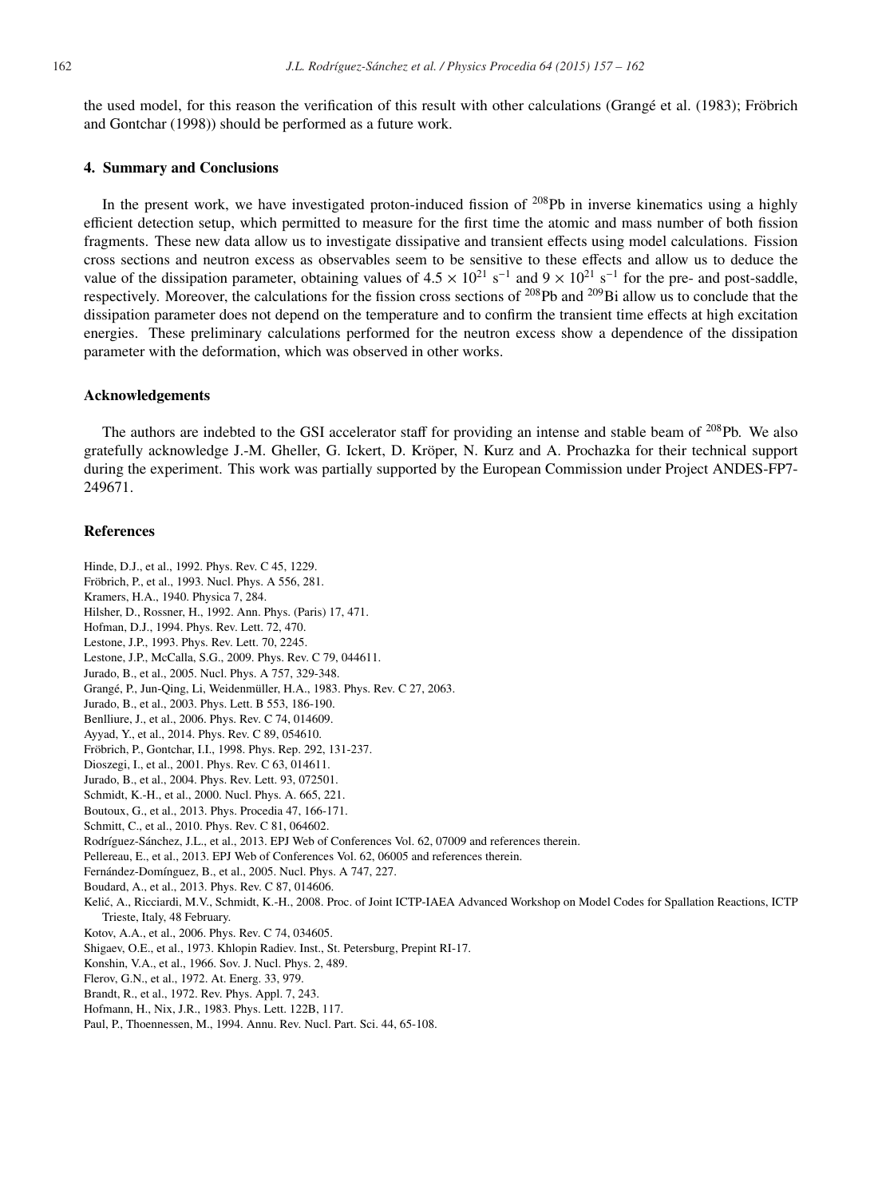the used model, for this reason the verification of this result with other calculations (Grangé et al. (1983); Fröbrich and Gontchar (1998)) should be performed as a future work.

## 4. Summary and Conclusions

In the present work, we have investigated proton-induced fission of $^{208}$Pb in inverse kinematics using a highly efficient detection setup, which permitted to measure for the first time the atomic and mass number of both fission fragments. These new data allow us to investigate dissipative and transient effects using model calculations. Fission cross sections and neutron excess as observables seem to be sensitive to these effects and allow us to deduce the value of the dissipation parameter, obtaining values of $4.5 \times 10^{21}$ s$^{-1}$ and $9 \times 10^{21}$ s$^{-1}$ for the pre- and post-saddle, respectively. Moreover, the calculations for the fission cross sections of $^{208}$Pb and $^{209}$Bi allow us to conclude that the dissipation parameter does not depend on the temperature and to confirm the transient time effects at high excitation energies. These preliminary calculations performed for the neutron excess show a dependence of the dissipation parameter with the deformation, which was observed in other works.

## Acknowledgements

The authors are indebted to the GSI accelerator staff for providing an intense and stable beam of $^{208}$Pb. We also gratefully acknowledge J.-M. Gheller, G. Ickert, D. Kröper, N. Kurz and A. Prochazka for their technical support during the experiment. This work was partially supported by the European Commission under Project ANDES-FP7-249671.

## References

Hinde, D.J., et al., 1992. Phys. Rev. C 45, 1229.
Fröbrich, P., et al., 1993. Nucl. Phys. A 556, 281.
Kramers, H.A., 1940. Physica 7, 284.
Hilsher, D., Rossner, H., 1992. Ann. Phys. (Paris) 17, 471.
Hofman, D.J., 1994. Phys. Rev. Lett. 72, 470.
Lestone, J.P., 1993. Phys. Rev. Lett. 70, 2245.
Lestone, J.P., McCalla, S.G., 2009. Phys. Rev. C 79, 044611.
Jurado, B., et al., 2005. Nucl. Phys. A 757, 329-348.
Grangé, P., Jun-Qing, Li, Weidenmüller, H.A., 1983. Phys. Rev. C 27, 2063.
Jurado, B., et al., 2003. Phys. Lett. B 553, 186-190.
Benlliure, J., et al., 2006. Phys. Rev. C 74, 014609.
Ayyad, Y., et al., 2014. Phys. Rev. C 89, 054610.
Fröbrich, P., Gontchar, I.I., 1998. Phys. Rep. 292, 131-237.
Dioszegi, I., et al., 2001. Phys. Rev. C 63, 014611.
Jurado, B., et al., 2004. Phys. Rev. Lett. 93, 072501.
Schmidt, K.-H., et al., 2000. Nucl. Phys. A. 665, 221.
Boutoux, G., et al., 2013. Phys. Procedia 47, 166-171.
Schmitt, C., et al., 2010. Phys. Rev. C 81, 064602.
Rodríguez-Sánchez, J.L., et al., 2013. EPJ Web of Conferences Vol. 62, 07009 and references therein.
Pellereau, E., et al., 2013. EPJ Web of Conferences Vol. 62, 06005 and references therein.
Fernández-Domínguez, B., et al., 2005. Nucl. Phys. A 747, 227.
Boudard, A., et al., 2013. Phys. Rev. C 87, 014606.
Kelić, A., Ricciardi, M.V., Schmidt, K.-H., 2008. Proc. of Joint ICTP-IAEA Advanced Workshop on Model Codes for Spallation Reactions, ICTP Trieste, Italy, 48 February.
Kotov, A.A., et al., 2006. Phys. Rev. C 74, 034605.
Shigaev, O.E., et al., 1973. Khlopin Radiev. Inst., St. Petersburg, Preprint RI-17.
Konshin, V.A., et al., 1966. Sov. J. Nucl. Phys. 2, 489.
Flerov, G.N., et al., 1972. At. Energ. 33, 979.
Brandt, R., et al., 1972. Rev. Phys. Appl. 7, 243.
Hofmann, H., Nix, J.R., 1983. Phys. Lett. 122B, 117.
Paul, P., Thoennessen, M., 1994. Annu. Rev. Nucl. Part. Sci. 44, 65-108.